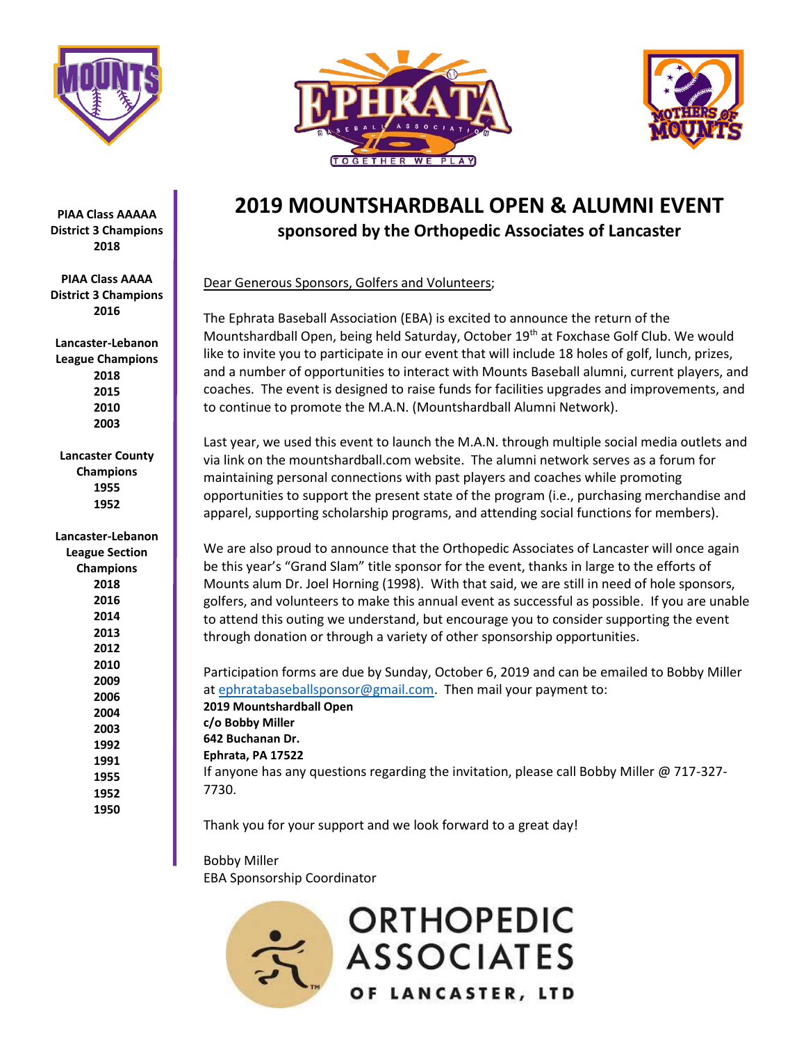PIAA Class AAAAA
District 3 Champions
2018

PIAA Class AAAA
District 3 Champions
2016

Lancaster-Lebanon
League Champions
2018
2015
2010
2003

Lancaster County
Champions
1955
1952

Lancaster-Lebanon
League Section
Champions
2018
2016
2014
2013
2012
2010
2009
2006
2004
2003
1992
1991
1955
1952
1950

# 2019 MOUNTSHARDBALL OPEN & ALUMNI EVENT

## sponsored by the Orthopedic Associates of Lancaster

Dear Generous Sponsors, Golfers and Volunteers;

The Ephrata Baseball Association (EBA) is excited to announce the return of the Mountshardball Open, being held Saturday, October 19th at Foxchase Golf Club. We would like to invite you to participate in our event that will include 18 holes of golf, lunch, prizes, and a number of opportunities to interact with Mounts Baseball alumni, current players, and coaches. The event is designed to raise funds for facilities upgrades and improvements, and to continue to promote the M.A.N. (Mountshardball Alumni Network).

Last year, we used this event to launch the M.A.N. through multiple social media outlets and via link on the mountshardball.com website. The alumni network serves as a forum for maintaining personal connections with past players and coaches while promoting opportunities to support the present state of the program (i.e., purchasing merchandise and apparel, supporting scholarship programs, and attending social functions for members).

We are also proud to announce that the Orthopedic Associates of Lancaster will once again be this year's "Grand Slam" title sponsor for the event, thanks in large to the efforts of Mounts alum Dr. Joel Horning (1998). With that said, we are still in need of hole sponsors, golfers, and volunteers to make this annual event as successful as possible. If you are unable to attend this outing we understand, but encourage you to consider supporting the event through donation or through a variety of other sponsorship opportunities.

Participation forms are due by Sunday, October 6, 2019 and can be emailed to Bobby Miller at ephratabaseballsponsor@gmail.com. Then mail your payment to:
**2019 Mountshardball Open**
**c/o Bobby Miller**
**642 Buchanan Dr.**
**Ephrata, PA 17522**
If anyone has any questions regarding the invitation, please call Bobby Miller @ 717-327-7730.

Thank you for your support and we look forward to a great day!

Bobby Miller
EBA Sponsorship Coordinator

ORTHOPEDIC ASSOCIATES OF LANCASTER, LTD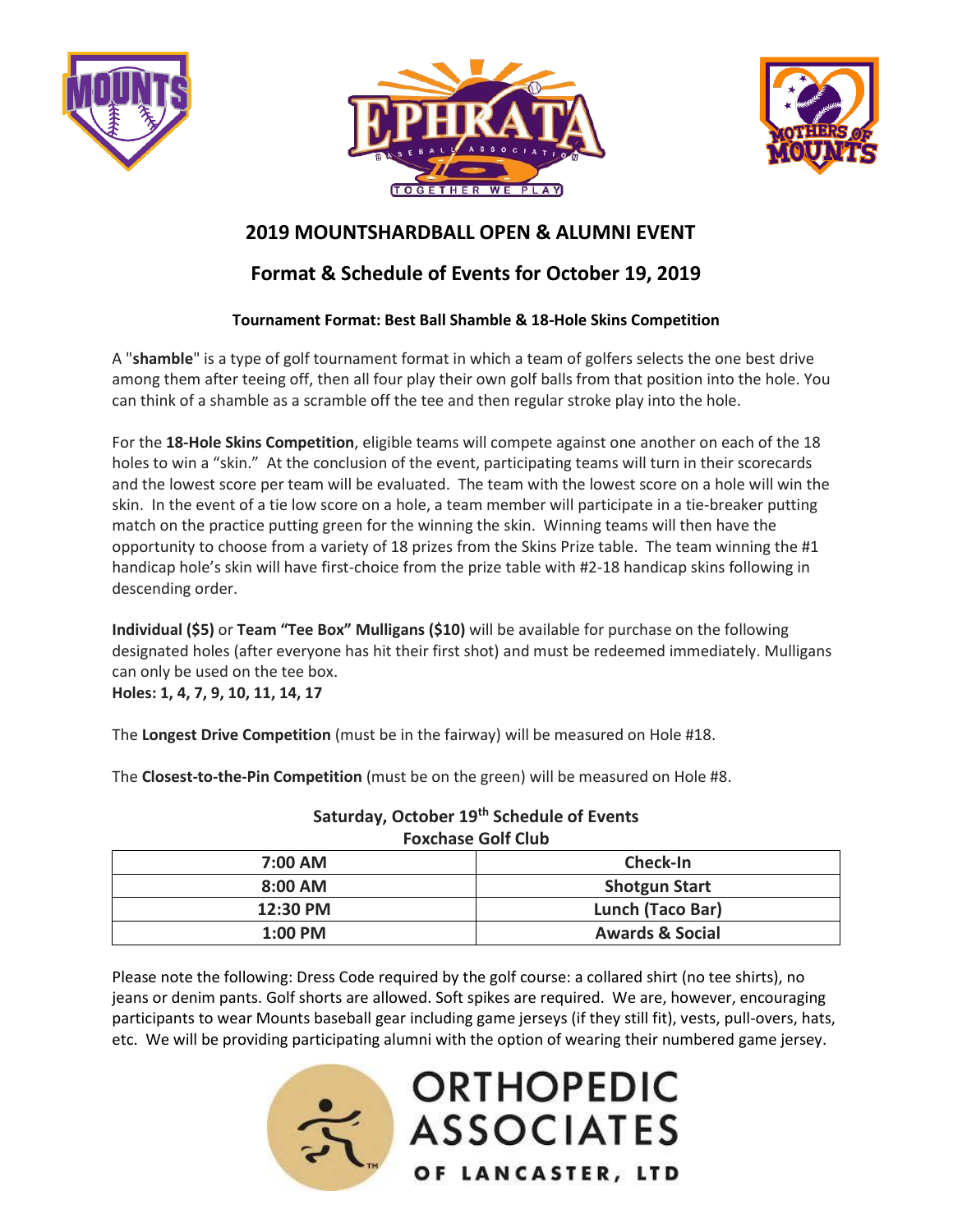# 2019 MOUNTSHARDBALL OPEN & ALUMNI EVENT

## Format & Schedule of Events for October 19, 2019

### Tournament Format: Best Ball Shamble & 18-Hole Skins Competition

A "**shamble**" is a type of golf tournament format in which a team of golfers selects the one best drive among them after teeing off, then all four play their own golf balls from that position into the hole. You can think of a shamble as a scramble off the tee and then regular stroke play into the hole.

For the **18-Hole Skins Competition**, eligible teams will compete against one another on each of the 18 holes to win a "skin." At the conclusion of the event, participating teams will turn in their scorecards and the lowest score per team will be evaluated. The team with the lowest score on a hole will win the skin. In the event of a tie low score on a hole, a team member will participate in a tie-breaker putting match on the practice putting green for the winning the skin. Winning teams will then have the opportunity to choose from a variety of 18 prizes from the Skins Prize table. The team winning the #1 handicap hole's skin will have first-choice from the prize table with #2-18 handicap skins following in descending order.

**Individual ($5)** or **Team "Tee Box" Mulligans ($10)** will be available for purchase on the following designated holes (after everyone has hit their first shot) and must be redeemed immediately. Mulligans can only be used on the tee box.
**Holes: 1, 4, 7, 9, 10, 11, 14, 17**

The **Longest Drive Competition** (must be in the fairway) will be measured on Hole #18.

The **Closest-to-the-Pin Competition** (must be on the green) will be measured on Hole #8.

**Saturday, October 19th Schedule of Events**
**Foxchase Golf Club**

| 7:00 AM | Check-In |
|---|---|
| 8:00 AM | Shotgun Start |
| 12:30 PM | Lunch (Taco Bar) |
| 1:00 PM | Awards & Social |

Please note the following: Dress Code required by the golf course: a collared shirt (no tee shirts), no jeans or denim pants. Golf shorts are allowed. Soft spikes are required. We are, however, encouraging participants to wear Mounts baseball gear including game jerseys (if they still fit), vests, pull-overs, hats, etc. We will be providing participating alumni with the option of wearing their numbered game jersey.

ORTHOPEDIC ASSOCIATES OF LANCASTER, LTD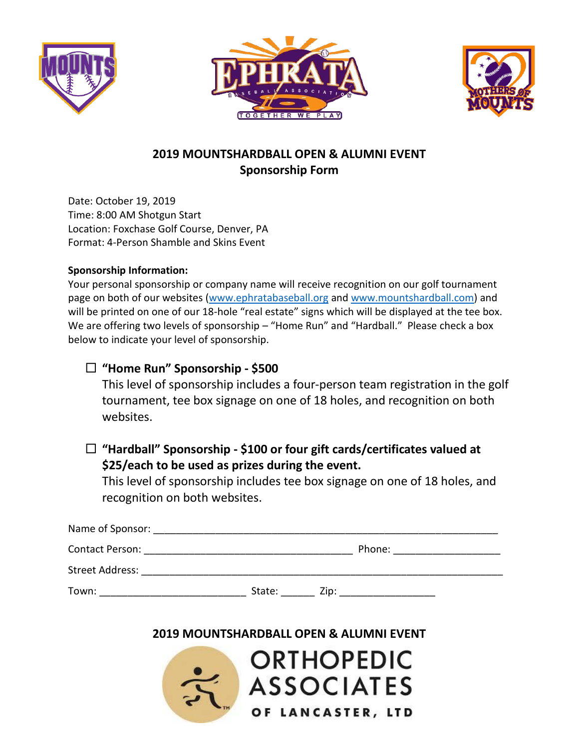## 2019 MOUNTSHARDBALL OPEN & ALUMNI EVENT
## Sponsorship Form

Date: October 19, 2019
Time: 8:00 AM Shotgun Start
Location: Foxchase Golf Course, Denver, PA
Format: 4-Person Shamble and Skins Event

**Sponsorship Information:**

Your personal sponsorship or company name will receive recognition on our golf tournament page on both of our websites (www.ephratabaseball.org and www.mountshardball.com) and will be printed on one of our 18-hole "real estate" signs which will be displayed at the tee box. We are offering two levels of sponsorship – "Home Run" and "Hardball." Please check a box below to indicate your level of sponsorship.

☐ **"Home Run" Sponsorship - $500**
This level of sponsorship includes a four-person team registration in the golf tournament, tee box signage on one of 18 holes, and recognition on both websites.

☐ **"Hardball" Sponsorship - $100 or four gift cards/certificates valued at $25/each to be used as prizes during the event.**
This level of sponsorship includes tee box signage on one of 18 holes, and recognition on both websites.

Name of Sponsor: ______________________________________________

Contact Person: ______________________________ Phone: _______________

Street Address: ______________________________________________

Town: ____________________ State: ______ Zip: ______________

**2019 MOUNTSHARDBALL OPEN & ALUMNI EVENT**

ORTHOPEDIC ASSOCIATES OF LANCASTER, LTD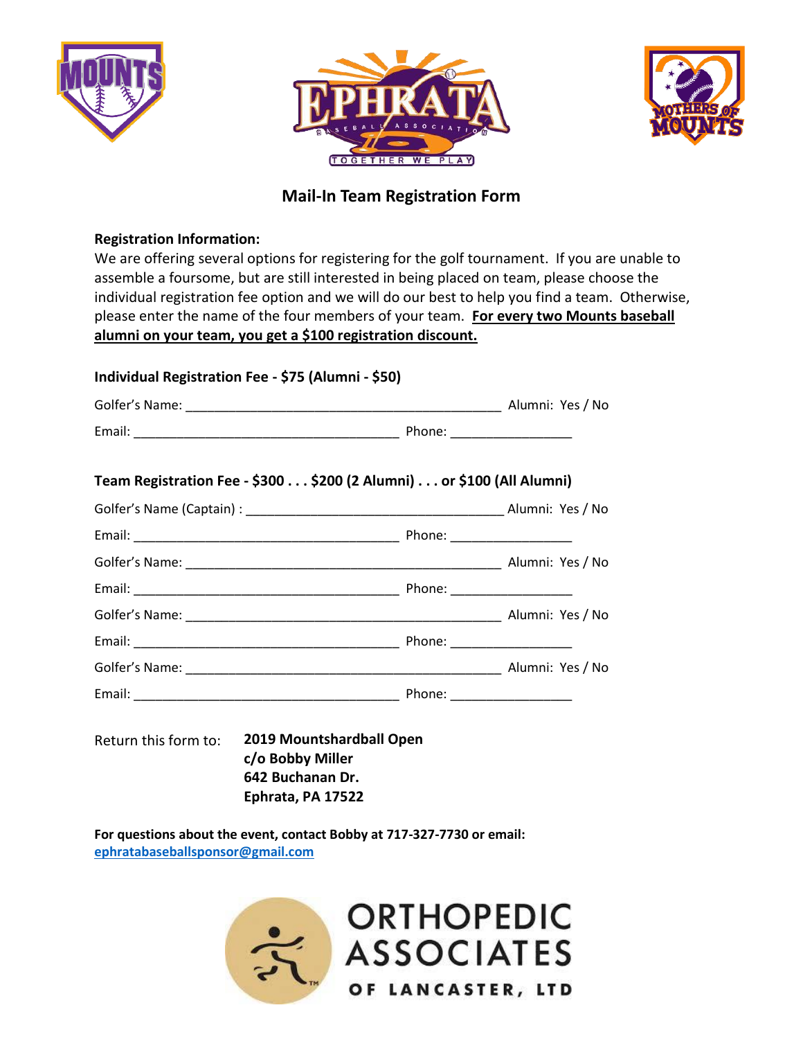## Mail-In Team Registration Form

**Registration Information:**
We are offering several options for registering for the golf tournament. If you are unable to assemble a foursome, but are still interested in being placed on team, please choose the individual registration fee option and we will do our best to help you find a team. Otherwise, please enter the name of the four members of your team. **For every two Mounts baseball alumni on your team, you get a $100 registration discount.**

**Individual Registration Fee - $75 (Alumni - $50)**

Golfer's Name: ____________________________________________ Alumni: Yes / No

Email: _____________________________________ Phone: ________________

**Team Registration Fee - $300 . . . $200 (2 Alumni) . . . or $100 (All Alumni)**

Golfer's Name (Captain) : ____________________________________ Alumni: Yes / No

Email: _____________________________________ Phone: ________________

Golfer's Name: ____________________________________________ Alumni: Yes / No

Email: _____________________________________ Phone: ________________

Golfer's Name: ____________________________________________ Alumni: Yes / No

Email: _____________________________________ Phone: ________________

Golfer's Name: ____________________________________________ Alumni: Yes / No

Email: _____________________________________ Phone: ________________

Return this form to:
**2019 Mountshardball Open**
**c/o Bobby Miller**
**642 Buchanan Dr.**
**Ephrata, PA 17522**

**For questions about the event, contact Bobby at 717-327-7730 or email:**
**ephratabaseballsponsor@gmail.com**

ORTHOPEDIC ASSOCIATES OF LANCASTER, LTD